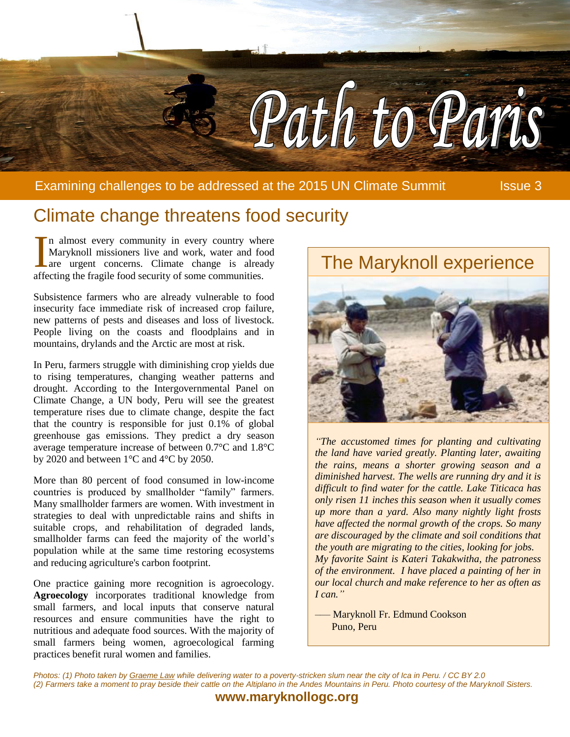# Path to Paris

Examining challenges to be addressed at the 2015 UN Climate Summit — Issue 3

## Climate change threatens food security

In almost every community in every country where Maryknoll missioners live and work, water and food are urgent concerns. Climate change is already affecting the fragile food security of some communities.

Subsistence farmers who are already vulnerable to food insecurity face immediate risk of increased crop failure, new patterns of pests and diseases and loss of livestock. People living on the coasts and floodplains and in mountains, drylands and the Arctic are most at risk.

In Peru, farmers struggle with diminishing crop yields due to rising temperatures, changing weather patterns and drought. According to the Intergovernmental Panel on Climate Change, a UN body, Peru will see the greatest temperature rises due to climate change, despite the fact that the country is responsible for just 0.1% of global greenhouse gas emissions. They predict a dry season average temperature increase of between 0.7°C and 1.8°C by 2020 and between 1°C and 4°C by 2050.

More than 80 percent of food consumed in low-income countries is produced by smallholder "family" farmers. Many smallholder farmers are women. With investment in strategies to deal with unpredictable rains and shifts in suitable crops, and rehabilitation of degraded lands, smallholder farms can feed the majority of the world's population while at the same time restoring ecosystems and reducing agriculture's carbon footprint.

One practice gaining more recognition is agroecology. **Agroecology** incorporates traditional knowledge from small farmers, and local inputs that conserve natural resources and ensure communities have the right to nutritious and adequate food sources. With the majority of small farmers being women, agroecological farming practices benefit rural women and families.

### The Maryknoll experience

*"The accustomed times for planting and cultivating the land have varied greatly. Planting later, awaiting the rains, means a shorter growing season and a diminished harvest. The wells are running dry and it is difficult to find water for the cattle. Lake Titicaca has only risen 11 inches this season when it usually comes up more than a yard. Also many nightly light frosts have affected the normal growth of the crops. So many are discouraged by the climate and soil conditions that the youth are migrating to the cities, looking for jobs. My favorite Saint is Kateri Takakwitha, the patroness of the environment. I have placed a painting of her in our local church and make reference to her as often as I can."*

— Maryknoll Fr. Edmund Cookson
Puno, Peru

*Photos: (1) Photo taken by Graeme Law while delivering water to a poverty-stricken slum near the city of Ica in Peru. / CC BY 2.0*
*(2) Farmers take a moment to pray beside their cattle on the Altiplano in the Andes Mountains in Peru. Photo courtesy of the Maryknoll Sisters.*

**www.maryknollogc.org**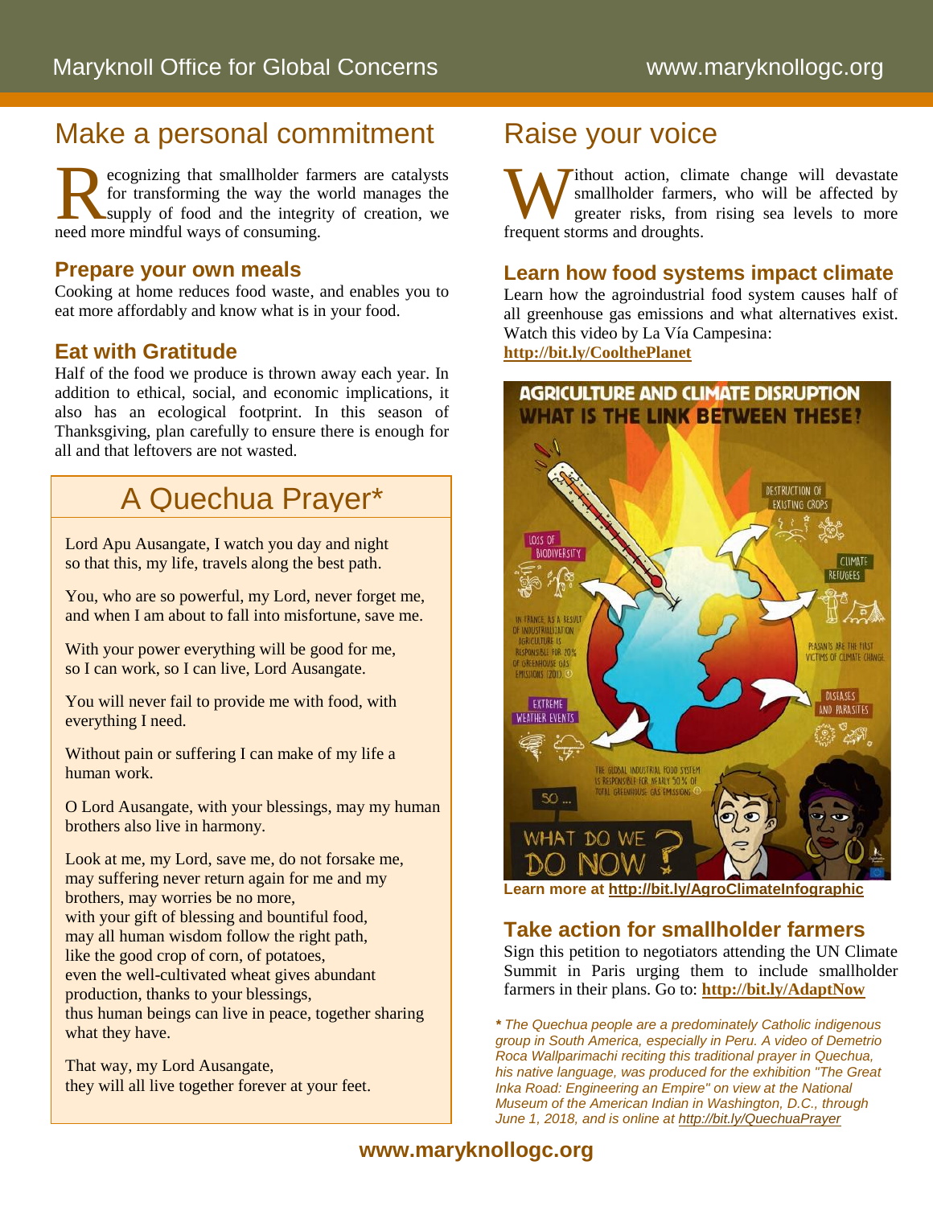## Make a personal commitment

Recognizing that smallholder farmers are catalysts for transforming the way the world manages the supply of food and the integrity of creation, we need more mindful ways of consuming.

### Prepare your own meals

Cooking at home reduces food waste, and enables you to eat more affordably and know what is in your food.

### Eat with Gratitude

Half of the food we produce is thrown away each year. In addition to ethical, social, and economic implications, it also has an ecological footprint. In this season of Thanksgiving, plan carefully to ensure there is enough for all and that leftovers are not wasted.

## A Quechua Prayer*

Lord Apu Ausangate, I watch you day and night
so that this, my life, travels along the best path.

You, who are so powerful, my Lord, never forget me,
and when I am about to fall into misfortune, save me.

With your power everything will be good for me,
so I can work, so I can live, Lord Ausangate.

You will never fail to provide me with food, with everything I need.

Without pain or suffering I can make of my life a human work.

O Lord Ausangate, with your blessings, may my human brothers also live in harmony.

Look at me, my Lord, save me, do not forsake me,
may suffering never return again for me and my brothers, may worries be no more,
with your gift of blessing and bountiful food,
may all human wisdom follow the right path,
like the good crop of corn, of potatoes,
even the well-cultivated wheat gives abundant production, thanks to your blessings,
thus human beings can live in peace, together sharing what they have.

That way, my Lord Ausangate,
they will all live together forever at your feet.

## Raise your voice

Without action, climate change will devastate smallholder farmers, who will be affected by greater risks, from rising sea levels to more frequent storms and droughts.

### Learn how food systems impact climate

Learn how the agroindustrial food system causes half of all greenhouse gas emissions and what alternatives exist. Watch this video by La Vía Campesina: **http://bit.ly/CoolthePlanet**

AGRICULTURE AND CLIMATE DISRUPTION
WHAT IS THE LINK BETWEEN THESE?

DESTRUCTION OF EXISTING CROPS
LOSS OF BIODIVERSITY
CLIMATE REFUGEES
IN FRANCE, AS A RESULT OF INDUSTRIALISATION AGRICULTURE IS RESPONSIBLE FOR 20% OF GREENHOUSE GAS EMISSIONS (2011)
PEASANTS ARE THE FIRST VICTIMS OF CLIMATE CHANGE
EXTREME WEATHER EVENTS
DISEASES AND PARASITES
THE GLOBAL INDUSTRIAL FOOD SYSTEM IS RESPONSIBLE FOR NEARLY 50% OF TOTAL GREENHOUSE GAS EMISSIONS
SO ...
WHAT DO WE DO NOW ?

**Learn more at http://bit.ly/AgroClimateInfographic**

### Take action for smallholder farmers

Sign this petition to negotiators attending the UN Climate Summit in Paris urging them to include smallholder farmers in their plans. Go to: **http://bit.ly/AdaptNow**

*\* The Quechua people are a predominately Catholic indigenous group in South America, especially in Peru. A video of Demetrio Roca Wallparimachi reciting this traditional prayer in Quechua, his native language, was produced for the exhibition "The Great Inka Road: Engineering an Empire" on view at the National Museum of the American Indian in Washington, D.C., through June 1, 2018, and is online at http://bit.ly/QuechuaPrayer*